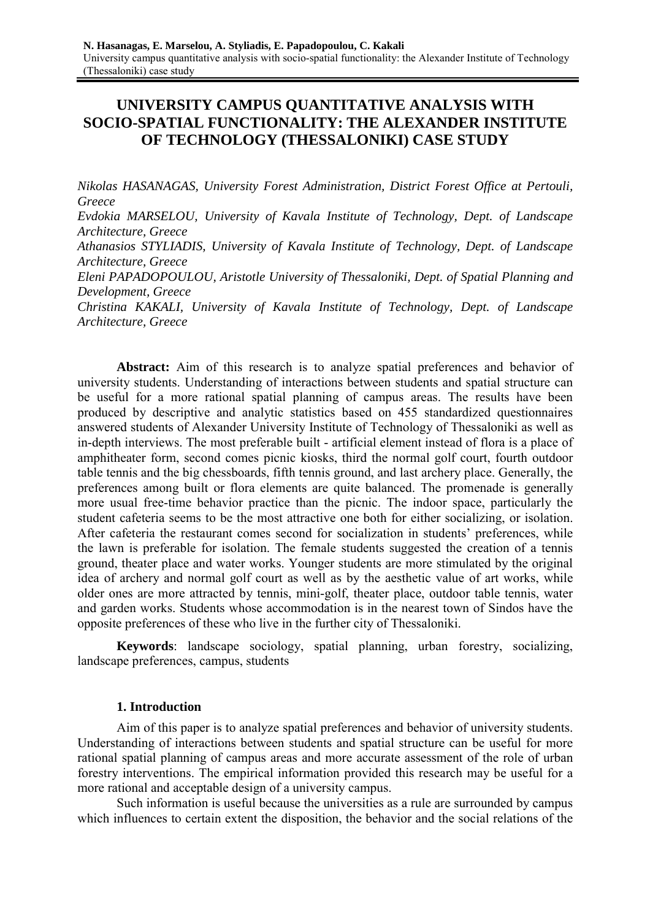# UNIVERSITY CAMPUS QUANTITATIVE ANALYSIS WITH SOCIO-SPATIAL FUNCTIONALITY: THE ALEXANDER INSTITUTE OF TECHNOLOGY (THESSALONIKI) CASE STUDY

*Nikolas HASANAGAS, University Forest Administration, District Forest Office at Pertouli, Greece*
*Evdokia MARSELOU, University of Kavala Institute of Technology, Dept. of Landscape Architecture, Greece*
*Athanasios STYLIADIS, University of Kavala Institute of Technology, Dept. of Landscape Architecture, Greece*
*Eleni PAPADOPOULOU, Aristotle University of Thessaloniki, Dept. of Spatial Planning and Development, Greece*
*Christina KAKALI, University of Kavala Institute of Technology, Dept. of Landscape Architecture, Greece*

**Abstract:** Aim of this research is to analyze spatial preferences and behavior of university students. Understanding of interactions between students and spatial structure can be useful for a more rational spatial planning of campus areas. The results have been produced by descriptive and analytic statistics based on 455 standardized questionnaires answered students of Alexander University Institute of Technology of Thessaloniki as well as in-depth interviews. The most preferable built - artificial element instead of flora is a place of amphitheater form, second comes picnic kiosks, third the normal golf court, fourth outdoor table tennis and the big chessboards, fifth tennis ground, and last archery place. Generally, the preferences among built or flora elements are quite balanced. The promenade is generally more usual free-time behavior practice than the picnic. The indoor space, particularly the student cafeteria seems to be the most attractive one both for either socializing, or isolation. After cafeteria the restaurant comes second for socialization in students' preferences, while the lawn is preferable for isolation. The female students suggested the creation of a tennis ground, theater place and water works. Younger students are more stimulated by the original idea of archery and normal golf court as well as by the aesthetic value of art works, while older ones are more attracted by tennis, mini-golf, theater place, outdoor table tennis, water and garden works. Students whose accommodation is in the nearest town of Sindos have the opposite preferences of these who live in the further city of Thessaloniki.

**Keywords**: landscape sociology, spatial planning, urban forestry, socializing, landscape preferences, campus, students

## 1. Introduction

Aim of this paper is to analyze spatial preferences and behavior of university students. Understanding of interactions between students and spatial structure can be useful for more rational spatial planning of campus areas and more accurate assessment of the role of urban forestry interventions. The empirical information provided this research may be useful for a more rational and acceptable design of a university campus.

Such information is useful because the universities as a rule are surrounded by campus which influences to certain extent the disposition, the behavior and the social relations of the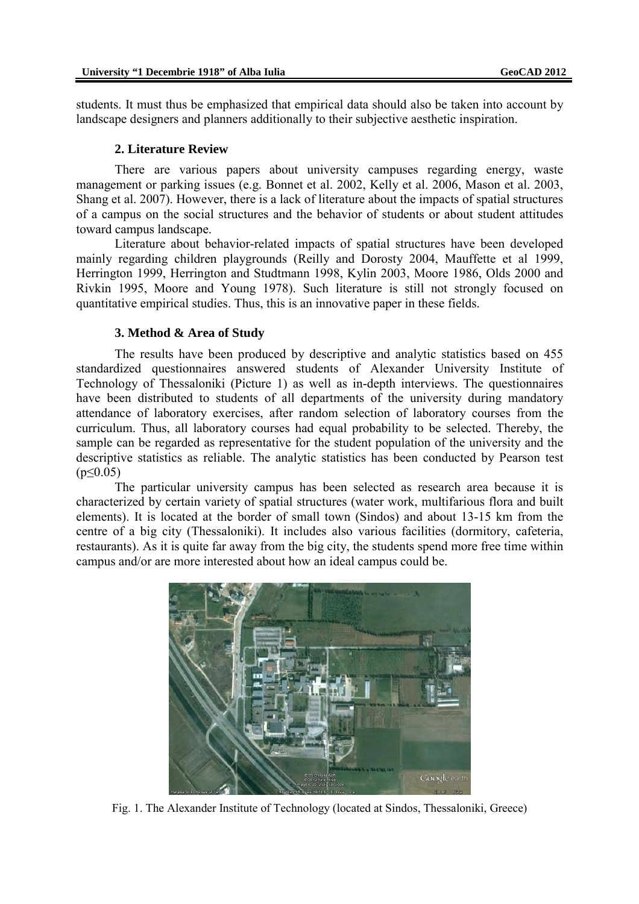students. It must thus be emphasized that empirical data should also be taken into account by landscape designers and planners additionally to their subjective aesthetic inspiration.

## 2. Literature Review

There are various papers about university campuses regarding energy, waste management or parking issues (e.g. Bonnet et al. 2002, Kelly et al. 2006, Mason et al. 2003, Shang et al. 2007). However, there is a lack of literature about the impacts of spatial structures of a campus on the social structures and the behavior of students or about student attitudes toward campus landscape.

Literature about behavior-related impacts of spatial structures have been developed mainly regarding children playgrounds (Reilly and Dorosty 2004, Mauffette et al 1999, Herrington 1999, Herrington and Studtmann 1998, Kylin 2003, Moore 1986, Olds 2000 and Rivkin 1995, Moore and Young 1978). Such literature is still not strongly focused on quantitative empirical studies. Thus, this is an innovative paper in these fields.

## 3. Method & Area of Study

The results have been produced by descriptive and analytic statistics based on 455 standardized questionnaires answered students of Alexander University Institute of Technology of Thessaloniki (Picture 1) as well as in-depth interviews. The questionnaires have been distributed to students of all departments of the university during mandatory attendance of laboratory exercises, after random selection of laboratory courses from the curriculum. Thus, all laboratory courses had equal probability to be selected. Thereby, the sample can be regarded as representative for the student population of the university and the descriptive statistics as reliable. The analytic statistics has been conducted by Pearson test ($p \leq 0.05$)

The particular university campus has been selected as research area because it is characterized by certain variety of spatial structures (water work, multifarious flora and built elements). It is located at the border of small town (Sindos) and about 13-15 km from the centre of a big city (Thessaloniki). It includes also various facilities (dormitory, cafeteria, restaurants). As it is quite far away from the big city, the students spend more free time within campus and/or are more interested about how an ideal campus could be.

Fig. 1. The Alexander Institute of Technology (located at Sindos, Thessaloniki, Greece)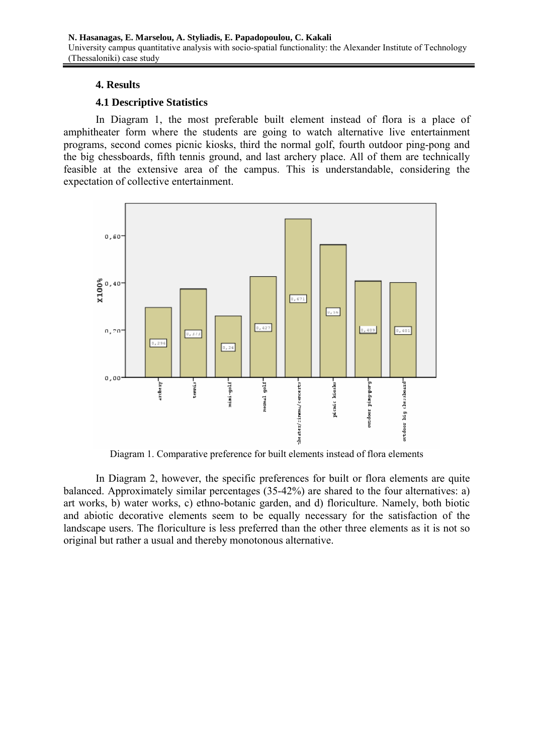## 4. Results

### 4.1 Descriptive Statistics

In Diagram 1, the most preferable built element instead of flora is a place of amphitheater form where the students are going to watch alternative live entertainment programs, second comes picnic kiosks, third the normal golf, fourth outdoor ping-pong and the big chessboards, fifth tennis ground, and last archery place. All of them are technically feasible at the extensive area of the campus. This is understandable, considering the expectation of collective entertainment.

Diagram 1. Comparative preference for built elements instead of flora elements

In Diagram 2, however, the specific preferences for built or flora elements are quite balanced. Approximately similar percentages (35-42%) are shared to the four alternatives: a) art works, b) water works, c) ethno-botanic garden, and d) floriculture. Namely, both biotic and abiotic decorative elements seem to be equally necessary for the satisfaction of the landscape users. The floriculture is less preferred than the other three elements as it is not so original but rather a usual and thereby monotonous alternative.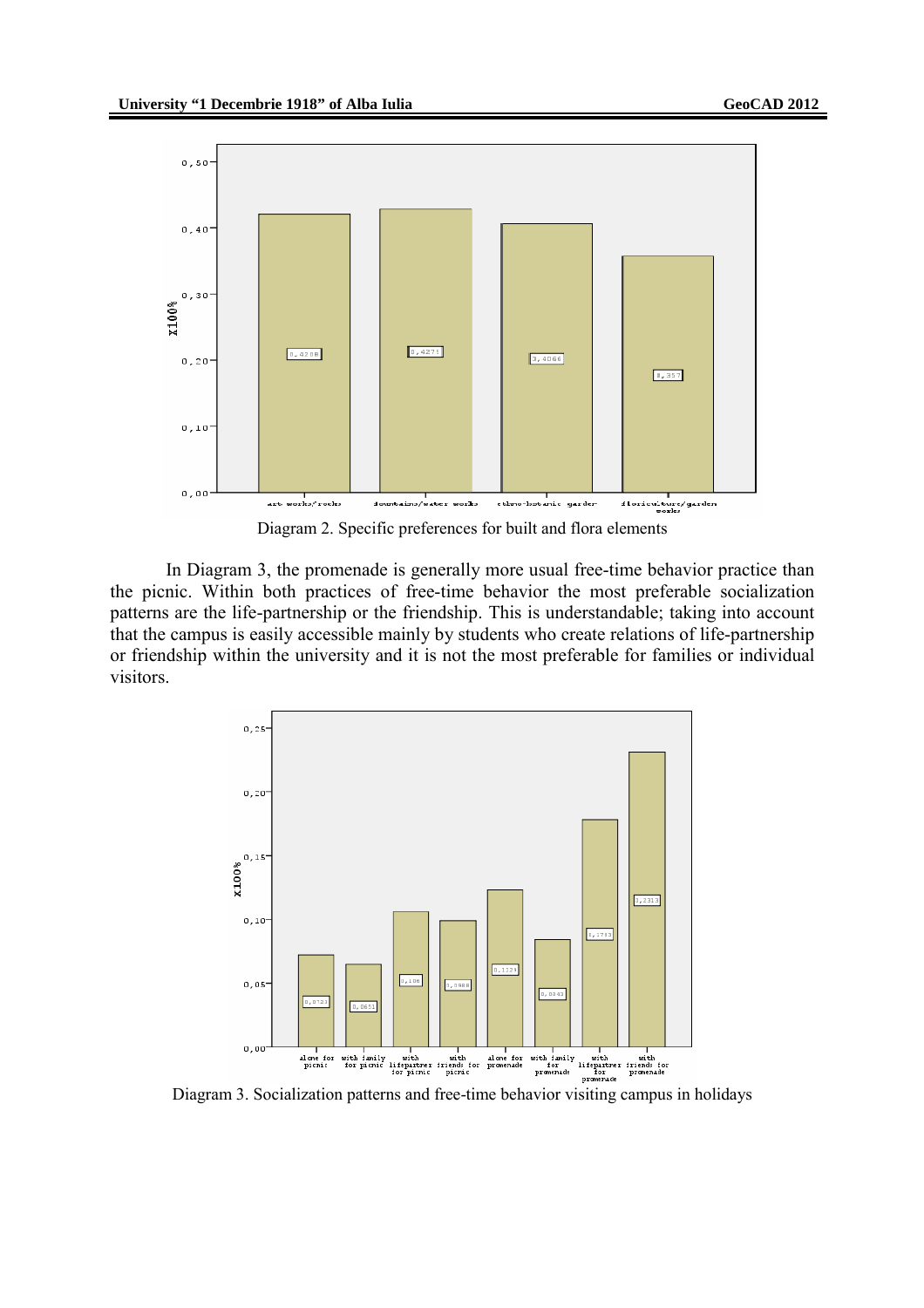Diagram 2. Specific preferences for built and flora elements

In Diagram 3, the promenade is generally more usual free-time behavior practice than the picnic. Within both practices of free-time behavior the most preferable socialization patterns are the life-partnership or the friendship. This is understandable; taking into account that the campus is easily accessible mainly by students who create relations of life-partnership or friendship within the university and it is not the most preferable for families or individual visitors.

Diagram 3. Socialization patterns and free-time behavior visiting campus in holidays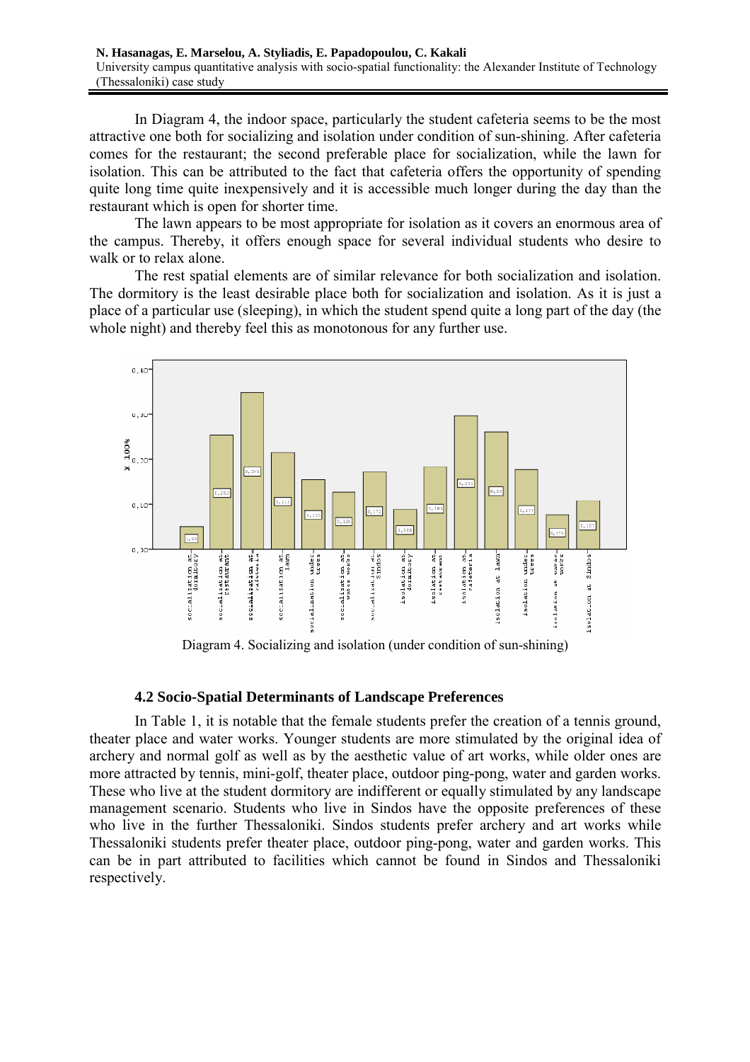In Diagram 4, the indoor space, particularly the student cafeteria seems to be the most attractive one both for socializing and isolation under condition of sun-shining. After cafeteria comes for the restaurant; the second preferable place for socialization, while the lawn for isolation. This can be attributed to the fact that cafeteria offers the opportunity of spending quite long time quite inexpensively and it is accessible much longer during the day than the restaurant which is open for shorter time.

The lawn appears to be most appropriate for isolation as it covers an enormous area of the campus. Thereby, it offers enough space for several individual students who desire to walk or to relax alone.

The rest spatial elements are of similar relevance for both socialization and isolation. The dormitory is the least desirable place both for socialization and isolation. As it is just a place of a particular use (sleeping), in which the student spend quite a long part of the day (the whole night) and thereby feel this as monotonous for any further use.

Diagram 4. Socializing and isolation (under condition of sun-shining)

### 4.2 Socio-Spatial Determinants of Landscape Preferences

In Table 1, it is notable that the female students prefer the creation of a tennis ground, theater place and water works. Younger students are more stimulated by the original idea of archery and normal golf as well as by the aesthetic value of art works, while older ones are more attracted by tennis, mini-golf, theater place, outdoor ping-pong, water and garden works. These who live at the student dormitory are indifferent or equally stimulated by any landscape management scenario. Students who live in Sindos have the opposite preferences of these who live in the further Thessaloniki. Sindos students prefer archery and art works while Thessaloniki students prefer theater place, outdoor ping-pong, water and garden works. This can be in part attributed to facilities which cannot be found in Sindos and Thessaloniki respectively.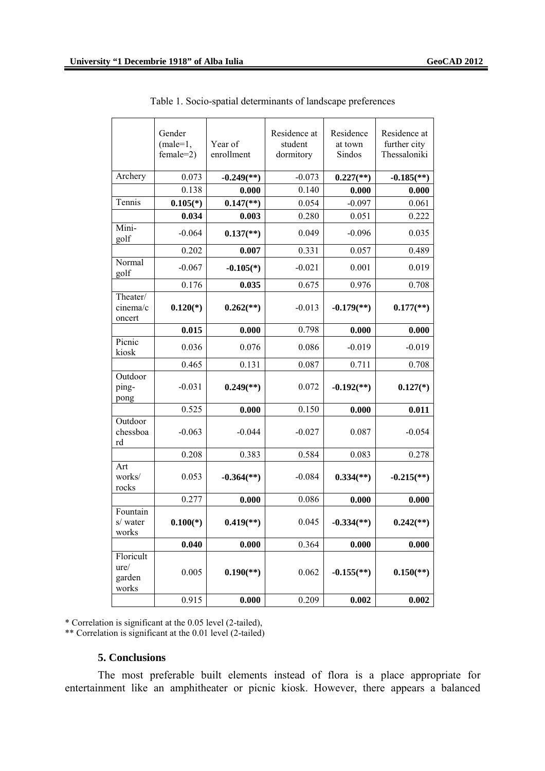Table 1. Socio-spatial determinants of landscape preferences

| | Gender (male=1, female=2) | Year of enrollment | Residence at student dormitory | Residence at town Sindos | Residence at further city Thessaloniki |
|---|---|---|---|---|---|
| Archery | 0.073 | **-0.249(\*\*)** | -0.073 | **0.227(\*\*)** | **-0.185(\*\*)** |
| | 0.138 | **0.000** | 0.140 | **0.000** | **0.000** |
| Tennis | **0.105(\*)** | **0.147(\*\*)** | 0.054 | -0.097 | 0.061 |
| | **0.034** | **0.003** | 0.280 | 0.051 | 0.222 |
| Mini-golf | -0.064 | **0.137(\*\*)** | 0.049 | -0.096 | 0.035 |
| | 0.202 | **0.007** | 0.331 | 0.057 | 0.489 |
| Normal golf | -0.067 | **-0.105(\*)** | -0.021 | 0.001 | 0.019 |
| | 0.176 | **0.035** | 0.675 | 0.976 | 0.708 |
| Theater/cinema/concert | **0.120(\*)** | **0.262(\*\*)** | -0.013 | **-0.179(\*\*)** | **0.177(\*\*)** |
| | **0.015** | **0.000** | 0.798 | **0.000** | **0.000** |
| Picnic kiosk | 0.036 | 0.076 | 0.086 | -0.019 | -0.019 |
| | 0.465 | 0.131 | 0.087 | 0.711 | 0.708 |
| Outdoor ping-pong | -0.031 | **0.249(\*\*)** | 0.072 | **-0.192(\*\*)** | **0.127(\*)** |
| | 0.525 | **0.000** | 0.150 | **0.000** | **0.011** |
| Outdoor chessboard | -0.063 | -0.044 | -0.027 | 0.087 | -0.054 |
| | 0.208 | 0.383 | 0.584 | 0.083 | 0.278 |
| Art works/rocks | 0.053 | **-0.364(\*\*)** | -0.084 | **0.334(\*\*)** | **-0.215(\*\*)** |
| | 0.277 | **0.000** | 0.086 | **0.000** | **0.000** |
| Fountains/ water works | **0.100(\*)** | **0.419(\*\*)** | 0.045 | **-0.334(\*\*)** | **0.242(\*\*)** |
| | **0.040** | **0.000** | 0.364 | **0.000** | **0.000** |
| Floriculture/garden works | 0.005 | **0.190(\*\*)** | 0.062 | **-0.155(\*\*)** | **0.150(\*\*)** |
| | 0.915 | **0.000** | 0.209 | **0.002** | **0.002** |

\* Correlation is significant at the 0.05 level (2-tailed),
\*\* Correlation is significant at the 0.01 level (2-tailed)

## 5. Conclusions

The most preferable built elements instead of flora is a place appropriate for entertainment like an amphitheater or picnic kiosk. However, there appears a balanced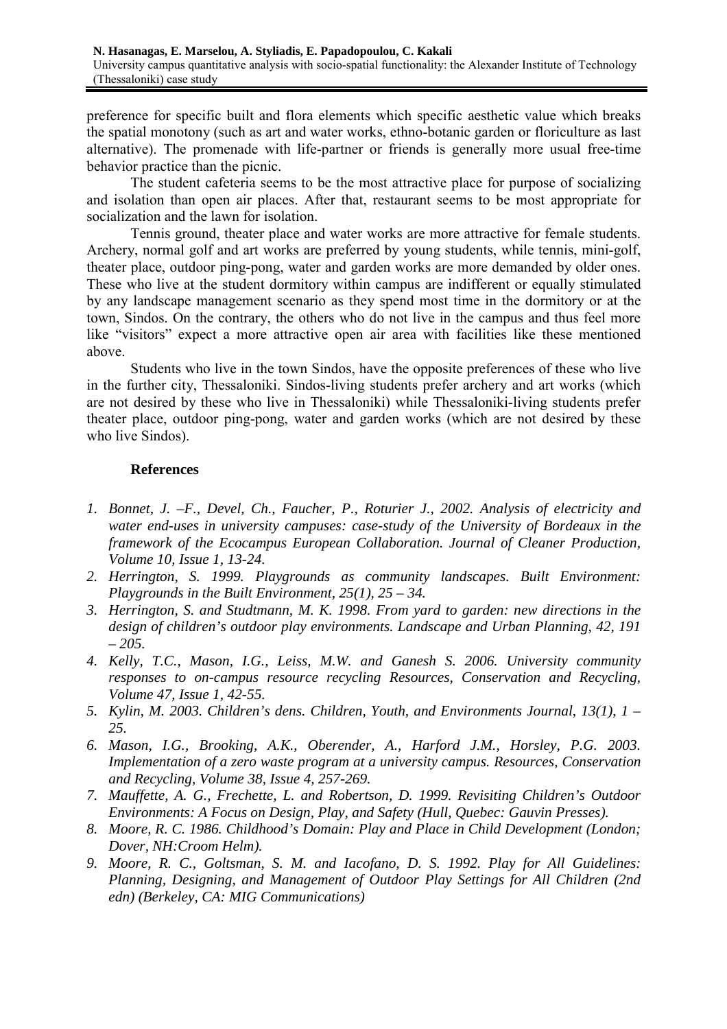preference for specific built and flora elements which specific aesthetic value which breaks the spatial monotony (such as art and water works, ethno-botanic garden or floriculture as last alternative). The promenade with life-partner or friends is generally more usual free-time behavior practice than the picnic.

The student cafeteria seems to be the most attractive place for purpose of socializing and isolation than open air places. After that, restaurant seems to be most appropriate for socialization and the lawn for isolation.

Tennis ground, theater place and water works are more attractive for female students. Archery, normal golf and art works are preferred by young students, while tennis, mini-golf, theater place, outdoor ping-pong, water and garden works are more demanded by older ones. These who live at the student dormitory within campus are indifferent or equally stimulated by any landscape management scenario as they spend most time in the dormitory or at the town, Sindos. On the contrary, the others who do not live in the campus and thus feel more like "visitors" expect a more attractive open air area with facilities like these mentioned above.

Students who live in the town Sindos, have the opposite preferences of these who live in the further city, Thessaloniki. Sindos-living students prefer archery and art works (which are not desired by these who live in Thessaloniki) while Thessaloniki-living students prefer theater place, outdoor ping-pong, water and garden works (which are not desired by these who live Sindos).

## References

1. *Bonnet, J. –F., Devel, Ch., Faucher, P., Roturier J., 2002. Analysis of electricity and water end-uses in university campuses: case-study of the University of Bordeaux in the framework of the Ecocampus European Collaboration. Journal of Cleaner Production, Volume 10, Issue 1, 13-24.*
2. *Herrington, S. 1999. Playgrounds as community landscapes. Built Environment: Playgrounds in the Built Environment, 25(1), 25 – 34.*
3. *Herrington, S. and Studtmann, M. K. 1998. From yard to garden: new directions in the design of children's outdoor play environments. Landscape and Urban Planning, 42, 191 – 205.*
4. *Kelly, T.C., Mason, I.G., Leiss, M.W. and Ganesh S. 2006. University community responses to on-campus resource recycling Resources, Conservation and Recycling, Volume 47, Issue 1, 42-55.*
5. *Kylin, M. 2003. Children's dens. Children, Youth, and Environments Journal, 13(1), 1 – 25.*
6. *Mason, I.G., Brooking, A.K., Oberender, A., Harford J.M., Horsley, P.G. 2003. Implementation of a zero waste program at a university campus. Resources, Conservation and Recycling, Volume 38, Issue 4, 257-269.*
7. *Mauffette, A. G., Frechette, L. and Robertson, D. 1999. Revisiting Children's Outdoor Environments: A Focus on Design, Play, and Safety (Hull, Quebec: Gauvin Presses).*
8. *Moore, R. C. 1986. Childhood's Domain: Play and Place in Child Development (London; Dover, NH:Croom Helm).*
9. *Moore, R. C., Goltsman, S. M. and Iacofano, D. S. 1992. Play for All Guidelines: Planning, Designing, and Management of Outdoor Play Settings for All Children (2nd edn) (Berkeley, CA: MIG Communications)*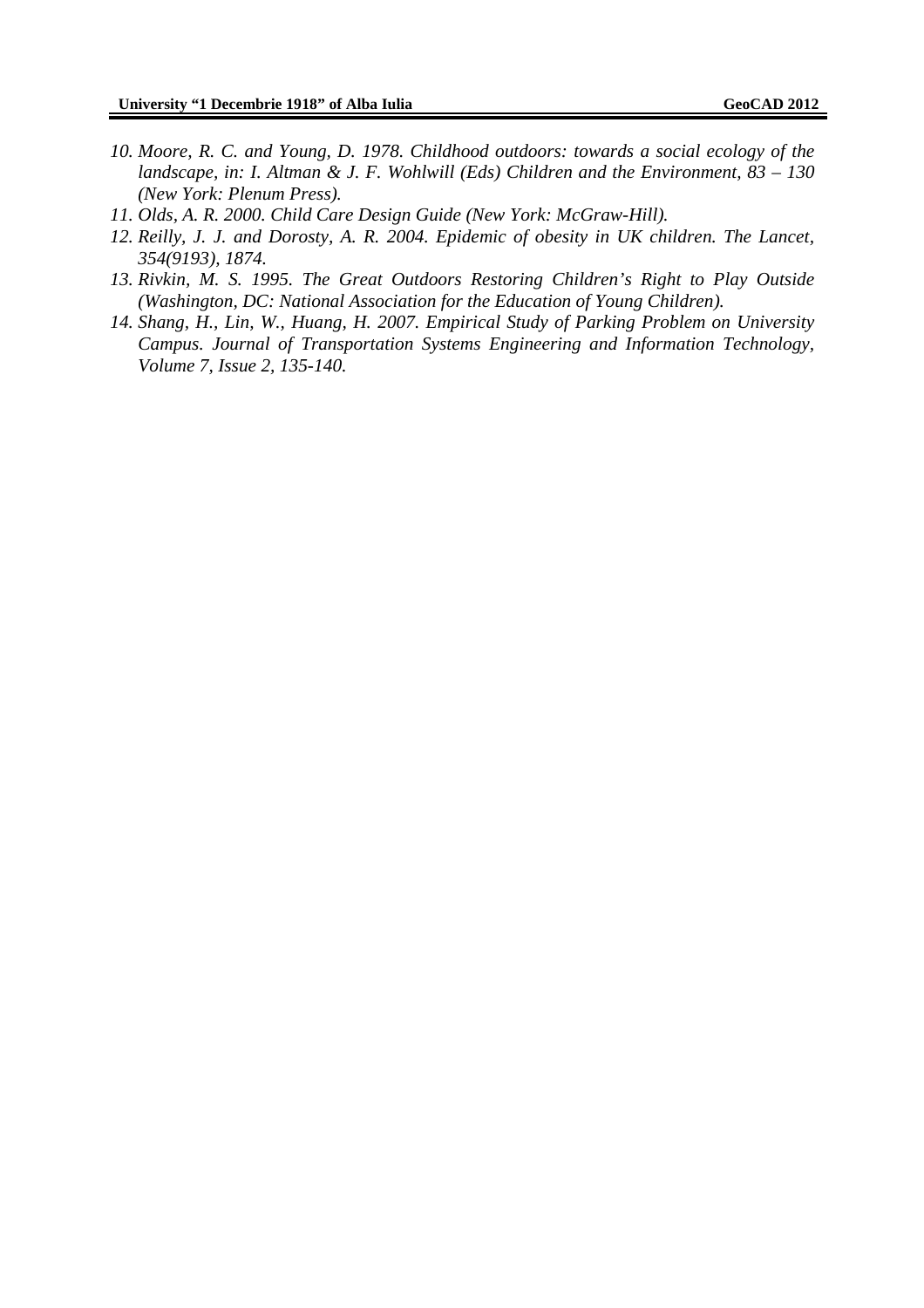10. *Moore, R. C. and Young, D. 1978. Childhood outdoors: towards a social ecology of the landscape, in: I. Altman & J. F. Wohlwill (Eds) Children and the Environment, 83 – 130 (New York: Plenum Press).*
11. *Olds, A. R. 2000. Child Care Design Guide (New York: McGraw-Hill).*
12. *Reilly, J. J. and Dorosty, A. R. 2004. Epidemic of obesity in UK children. The Lancet, 354(9193), 1874.*
13. *Rivkin, M. S. 1995. The Great Outdoors Restoring Children's Right to Play Outside (Washington, DC: National Association for the Education of Young Children).*
14. *Shang, H., Lin, W., Huang, H. 2007. Empirical Study of Parking Problem on University Campus. Journal of Transportation Systems Engineering and Information Technology, Volume 7, Issue 2, 135-140.*